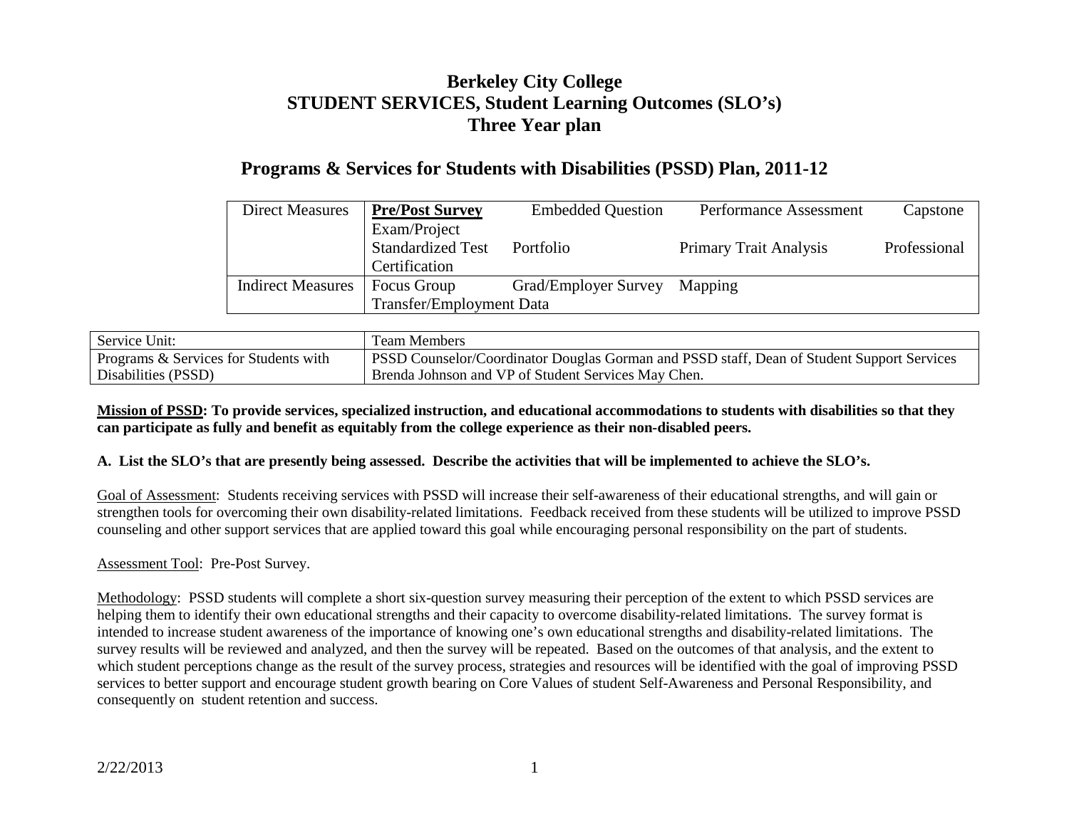# Berkeley City College
# STUDENT SERVICES, Student Learning Outcomes (SLO's)
# Three Year plan

## Programs & Services for Students with Disabilities (PSSD) Plan, 2011-12

| Direct Measures | **Pre/Post Survey** Embedded Question Performance Assessment Capstone Exam/Project Standardized Test Portfolio Primary Trait Analysis Professional Certification |
|---|---|
| Indirect Measures | Focus Group Grad/Employer Survey Mapping Transfer/Employment Data |

| Service Unit: | Team Members |
|---|---|
| Programs & Services for Students with Disabilities (PSSD) | PSSD Counselor/Coordinator Douglas Gorman and PSSD staff, Dean of Student Support Services Brenda Johnson and VP of Student Services May Chen. |

**Mission of PSSD: To provide services, specialized instruction, and educational accommodations to students with disabilities so that they can participate as fully and benefit as equitably from the college experience as their non-disabled peers.**

**A. List the SLO's that are presently being assessed. Describe the activities that will be implemented to achieve the SLO's.**

Goal of Assessment: Students receiving services with PSSD will increase their self-awareness of their educational strengths, and will gain or strengthen tools for overcoming their own disability-related limitations. Feedback received from these students will be utilized to improve PSSD counseling and other support services that are applied toward this goal while encouraging personal responsibility on the part of students.

Assessment Tool: Pre-Post Survey.

Methodology: PSSD students will complete a short six-question survey measuring their perception of the extent to which PSSD services are helping them to identify their own educational strengths and their capacity to overcome disability-related limitations. The survey format is intended to increase student awareness of the importance of knowing one's own educational strengths and disability-related limitations. The survey results will be reviewed and analyzed, and then the survey will be repeated. Based on the outcomes of that analysis, and the extent to which student perceptions change as the result of the survey process, strategies and resources will be identified with the goal of improving PSSD services to better support and encourage student growth bearing on Core Values of student Self-Awareness and Personal Responsibility, and consequently on student retention and success.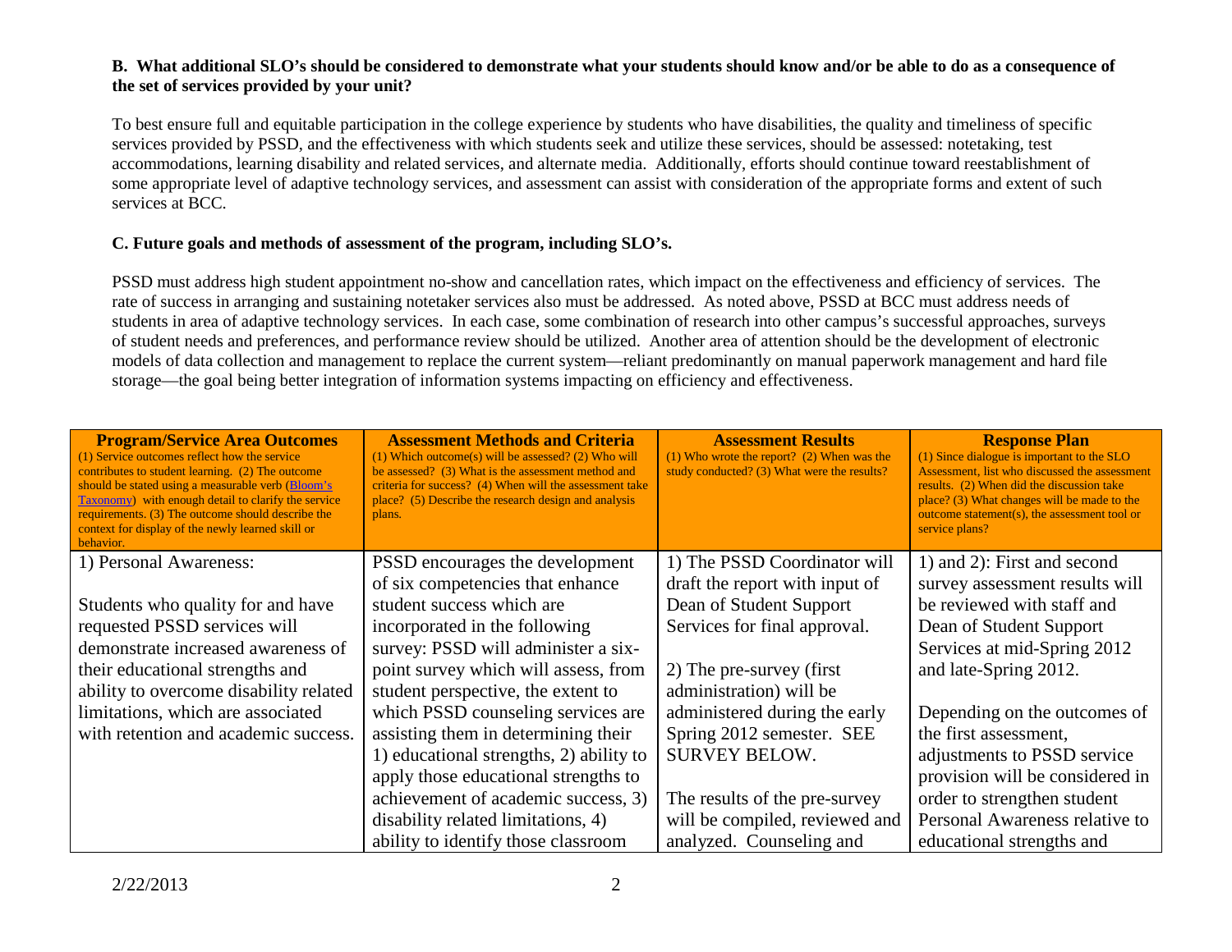**B. What additional SLO's should be considered to demonstrate what your students should know and/or be able to do as a consequence of the set of services provided by your unit?**

To best ensure full and equitable participation in the college experience by students who have disabilities, the quality and timeliness of specific services provided by PSSD, and the effectiveness with which students seek and utilize these services, should be assessed: notetaking, test accommodations, learning disability and related services, and alternate media. Additionally, efforts should continue toward reestablishment of some appropriate level of adaptive technology services, and assessment can assist with consideration of the appropriate forms and extent of such services at BCC.

**C. Future goals and methods of assessment of the program, including SLO's.**

PSSD must address high student appointment no-show and cancellation rates, which impact on the effectiveness and efficiency of services. The rate of success in arranging and sustaining notetaker services also must be addressed. As noted above, PSSD at BCC must address needs of students in area of adaptive technology services. In each case, some combination of research into other campus's successful approaches, surveys of student needs and preferences, and performance review should be utilized. Another area of attention should be the development of electronic models of data collection and management to replace the current system—reliant predominantly on manual paperwork management and hard file storage—the goal being better integration of information systems impacting on efficiency and effectiveness.

| **Program/Service Area Outcomes** (1) Service outcomes reflect how the service contributes to student learning. (2) The outcome should be stated using a measurable verb (Bloom's Taxonomy) with enough detail to clarify the service requirements. (3) The outcome should describe the context for display of the newly learned skill or behavior. | **Assessment Methods and Criteria** (1) Which outcome(s) will be assessed? (2) Who will be assessed? (3) What is the assessment method and criteria for success? (4) When will the assessment take place? (5) Describe the research design and analysis plans. | **Assessment Results** (1) Who wrote the report? (2) When was the study conducted? (3) What were the results? | **Response Plan** (1) Since dialogue is important to the SLO Assessment, list who discussed the assessment results. (2) When did the discussion take place? (3) What changes will be made to the outcome statement(s), the assessment tool or service plans? |
|---|---|---|---|
| 1) Personal Awareness:<br><br>Students who quality for and have requested PSSD services will demonstrate increased awareness of their educational strengths and ability to overcome disability related limitations, which are associated with retention and academic success. | PSSD encourages the development of six competencies that enhance student success which are incorporated in the following survey: PSSD will administer a six-point survey which will assess, from student perspective, the extent to which PSSD counseling services are assisting them in determining their 1) educational strengths, 2) ability to apply those educational strengths to achievement of academic success, 3) disability related limitations, 4) ability to identify those classroom | 1) The PSSD Coordinator will draft the report with input of Dean of Student Support Services for final approval.<br><br>2) The pre-survey (first administration) will be administered during the early Spring 2012 semester. SEE SURVEY BELOW.<br><br>The results of the pre-survey will be compiled, reviewed and analyzed. Counseling and | 1) and 2): First and second survey assessment results will be reviewed with staff and Dean of Student Support Services at mid-Spring 2012 and late-Spring 2012.<br><br>Depending on the outcomes of the first assessment, adjustments to PSSD service provision will be considered in order to strengthen student Personal Awareness relative to educational strengths and |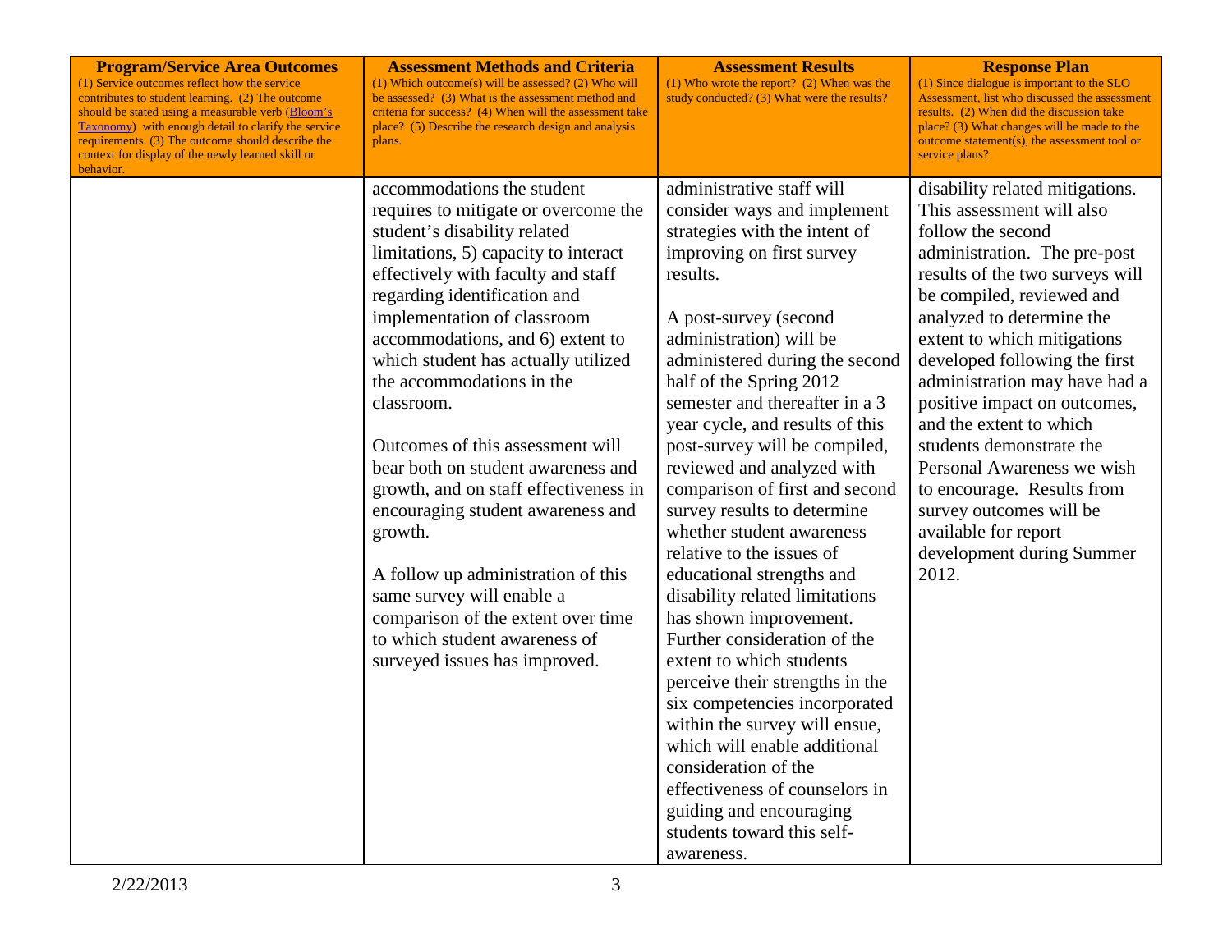| **Program/Service Area Outcomes** (1) Service outcomes reflect how the service contributes to student learning. (2) The outcome should be stated using a measurable verb (Bloom's Taxonomy) with enough detail to clarify the service requirements. (3) The outcome should describe the context for display of the newly learned skill or behavior. | **Assessment Methods and Criteria** (1) Which outcome(s) will be assessed? (2) Who will be assessed? (3) What is the assessment method and criteria for success? (4) When will the assessment take place? (5) Describe the research design and analysis plans. | **Assessment Results** (1) Who wrote the report? (2) When was the study conducted? (3) What were the results? | **Response Plan** (1) Since dialogue is important to the SLO Assessment, list who discussed the assessment results. (2) When did the discussion take place? (3) What changes will be made to the outcome statement(s), the assessment tool or service plans? |
| --- | --- | --- | --- |
| | accommodations the student requires to mitigate or overcome the student's disability related limitations, 5) capacity to interact effectively with faculty and staff regarding identification and implementation of classroom accommodations, and 6) extent to which student has actually utilized the accommodations in the classroom.<br><br>Outcomes of this assessment will bear both on student awareness and growth, and on staff effectiveness in encouraging student awareness and growth.<br><br>A follow up administration of this same survey will enable a comparison of the extent over time to which student awareness of surveyed issues has improved. | administrative staff will consider ways and implement strategies with the intent of improving on first survey results.<br><br>A post-survey (second administration) will be administered during the second half of the Spring 2012 semester and thereafter in a 3 year cycle, and results of this post-survey will be compiled, reviewed and analyzed with comparison of first and second survey results to determine whether student awareness relative to the issues of educational strengths and disability related limitations has shown improvement. Further consideration of the extent to which students perceive their strengths in the six competencies incorporated within the survey will ensue, which will enable additional consideration of the effectiveness of counselors in guiding and encouraging students toward this self-awareness. | disability related mitigations. This assessment will also follow the second administration. The pre-post results of the two surveys will be compiled, reviewed and analyzed to determine the extent to which mitigations developed following the first administration may have had a positive impact on outcomes, and the extent to which students demonstrate the Personal Awareness we wish to encourage. Results from survey outcomes will be available for report development during Summer 2012. |

2/22/2013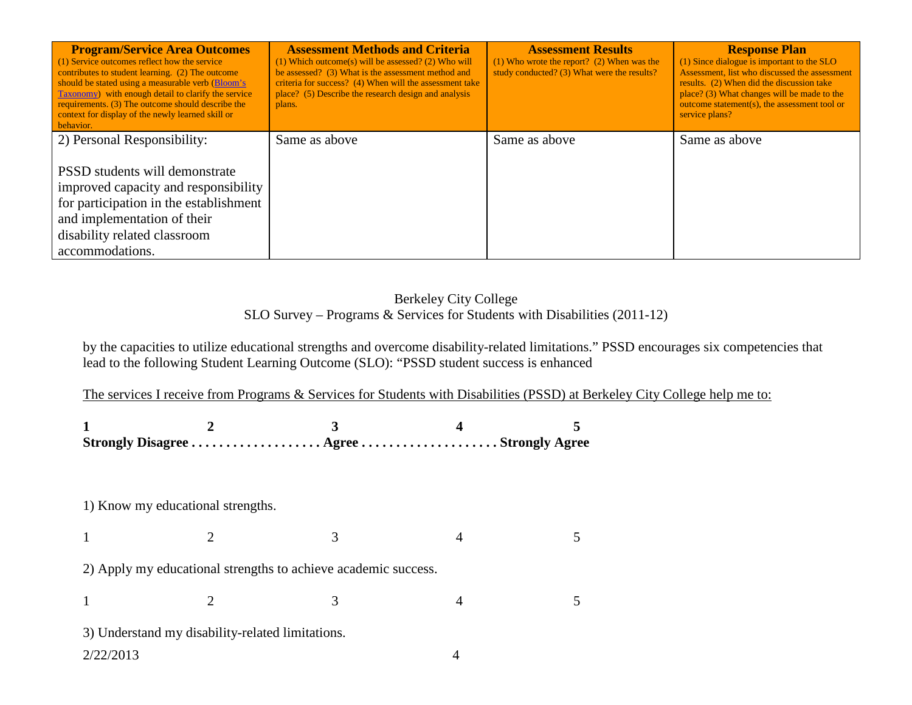| **Program/Service Area Outcomes** (1) Service outcomes reflect how the service contributes to student learning. (2) The outcome should be stated using a measurable verb (Bloom's Taxonomy) with enough detail to clarify the service requirements. (3) The outcome should describe the context for display of the newly learned skill or behavior. | **Assessment Methods and Criteria** (1) Which outcome(s) will be assessed? (2) Who will be assessed? (3) What is the assessment method and criteria for success? (4) When will the assessment take place? (5) Describe the research design and analysis plans. | **Assessment Results** (1) Who wrote the report? (2) When was the study conducted? (3) What were the results? | **Response Plan** (1) Since dialogue is important to the SLO Assessment, list who discussed the assessment results. (2) When did the discussion take place? (3) What changes will be made to the outcome statement(s), the assessment tool or service plans? |
|---|---|---|---|
| 2) Personal Responsibility: <br><br> PSSD students will demonstrate improved capacity and responsibility for participation in the establishment and implementation of their disability related classroom accommodations. | Same as above | Same as above | Same as above |

Berkeley City College
SLO Survey – Programs & Services for Students with Disabilities (2011-12)

PSSD encourages six competencies that lead to the following Student Learning Outcome (SLO): "PSSD student success is enhanced by the capacities to utilize educational strengths and overcome disability-related limitations."

The services I receive from Programs & Services for Students with Disabilities (PSSD) at Berkeley City College help me to:

**1 2 3 4 5**
**Strongly Disagree . . . . . . . . . . . . . . . . . . . Agree . . . . . . . . . . . . . . . . . . . . Strongly Agree**

1) Know my educational strengths.

1 2 3 4 5

2) Apply my educational strengths to achieve academic success.

1 2 3 4 5

3) Understand my disability-related limitations.

2/22/2013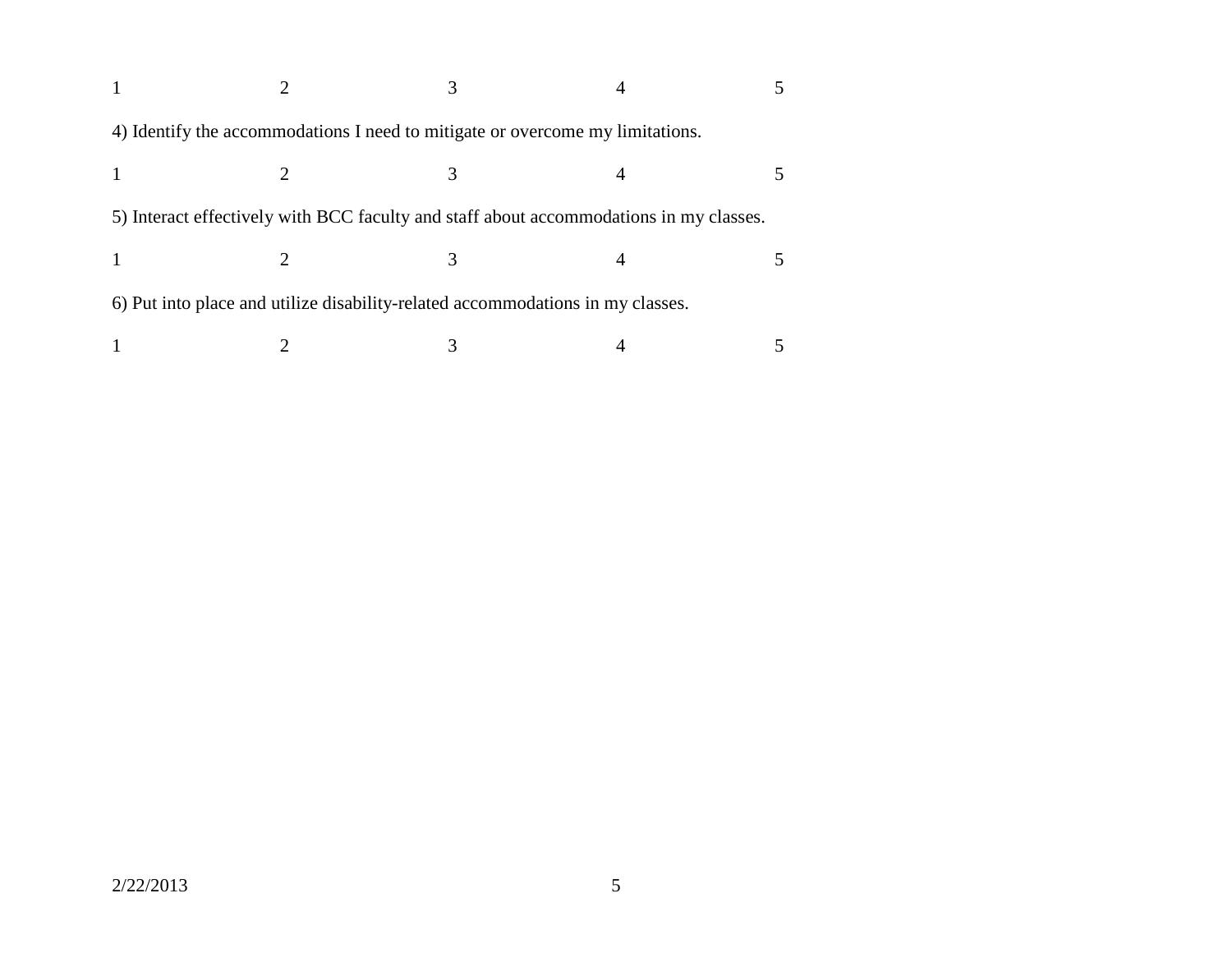1 2 3 4 5

4) Identify the accommodations I need to mitigate or overcome my limitations.

1 2 3 4 5

5) Interact effectively with BCC faculty and staff about accommodations in my classes.

1 2 3 4 5

6) Put into place and utilize disability-related accommodations in my classes.

1 2 3 4 5